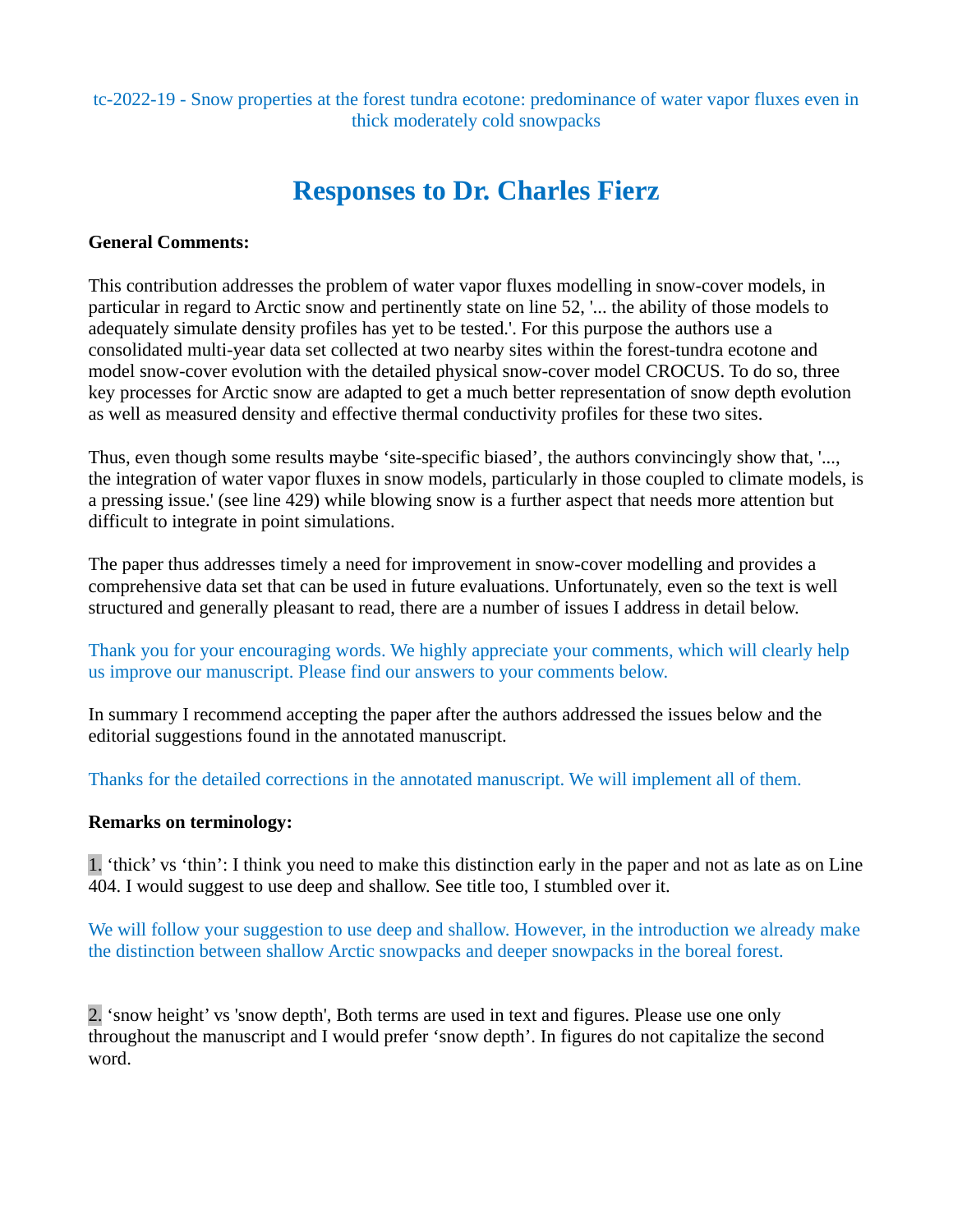tc-2022-19 - Snow properties at the forest tundra ecotone: predominance of water vapor fluxes even in thick moderately cold snowpacks

# Responses to Dr. Charles Fierz

**General Comments:**

This contribution addresses the problem of water vapor fluxes modelling in snow-cover models, in particular in regard to Arctic snow and pertinently state on line 52, '... the ability of those models to adequately simulate density profiles has yet to be tested.'. For this purpose the authors use a consolidated multi-year data set collected at two nearby sites within the forest-tundra ecotone and model snow-cover evolution with the detailed physical snow-cover model CROCUS. To do so, three key processes for Arctic snow are adapted to get a much better representation of snow depth evolution as well as measured density and effective thermal conductivity profiles for these two sites.

Thus, even though some results maybe 'site-specific biased', the authors convincingly show that, '..., the integration of water vapor fluxes in snow models, particularly in those coupled to climate models, is a pressing issue.' (see line 429) while blowing snow is a further aspect that needs more attention but difficult to integrate in point simulations.

The paper thus addresses timely a need for improvement in snow-cover modelling and provides a comprehensive data set that can be used in future evaluations. Unfortunately, even so the text is well structured and generally pleasant to read, there are a number of issues I address in detail below.

Thank you for your encouraging words. We highly appreciate your comments, which will clearly help us improve our manuscript. Please find our answers to your comments below.

In summary I recommend accepting the paper after the authors addressed the issues below and the editorial suggestions found in the annotated manuscript.

Thanks for the detailed corrections in the annotated manuscript. We will implement all of them.

**Remarks on terminology:**

1. 'thick' vs 'thin': I think you need to make this distinction early in the paper and not as late as on Line 404. I would suggest to use deep and shallow. See title too, I stumbled over it.

We will follow your suggestion to use deep and shallow. However, in the introduction we already make the distinction between shallow Arctic snowpacks and deeper snowpacks in the boreal forest.

2. 'snow height' vs 'snow depth', Both terms are used in text and figures. Please use one only throughout the manuscript and I would prefer 'snow depth'. In figures do not capitalize the second word.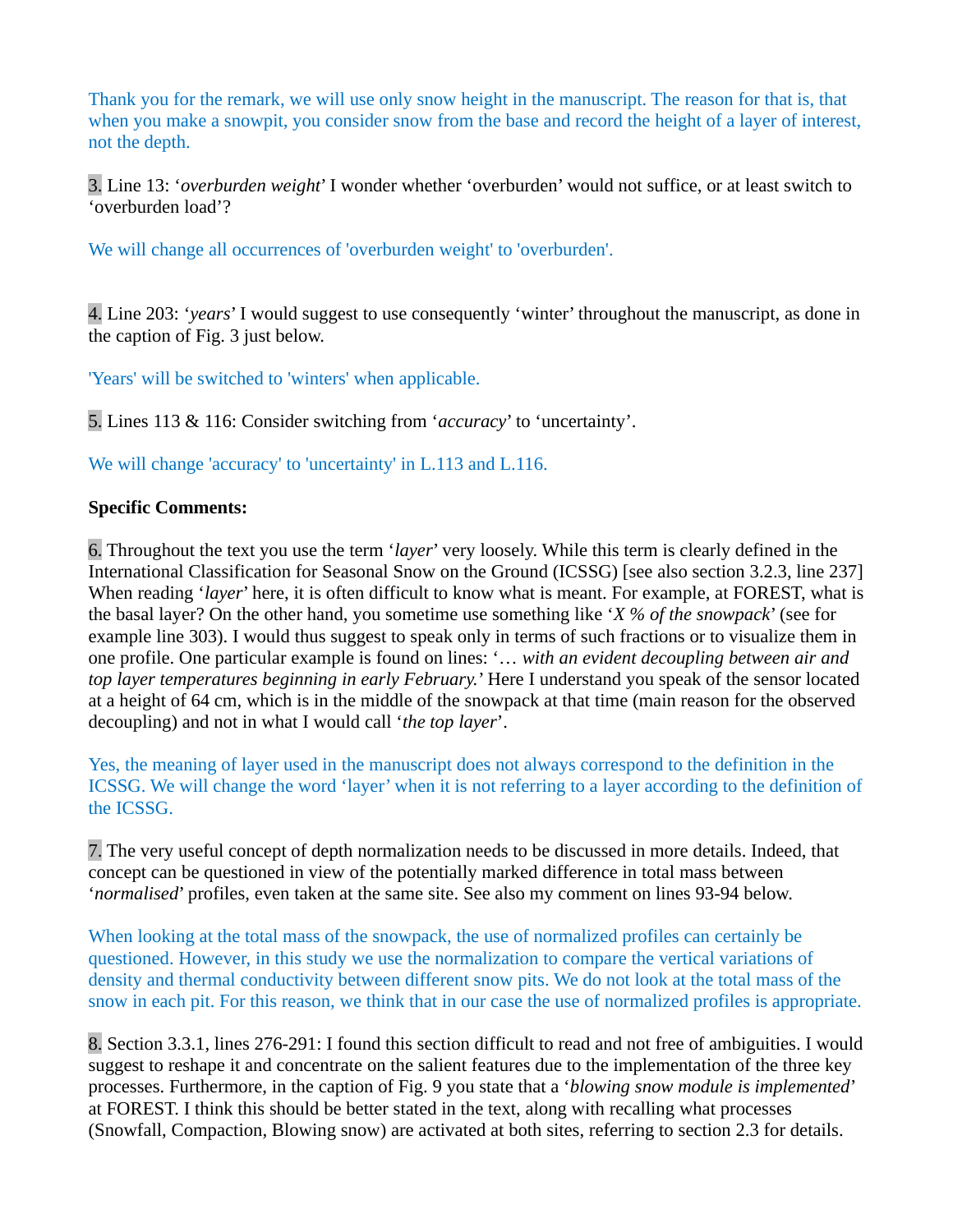Thank you for the remark, we will use only snow height in the manuscript. The reason for that is, that when you make a snowpit, you consider snow from the base and record the height of a layer of interest, not the depth.

3. Line 13: '*overburden weight*' I wonder whether 'overburden' would not suffice, or at least switch to 'overburden load'?

We will change all occurrences of 'overburden weight' to 'overburden'.

4. Line 203: '*years*' I would suggest to use consequently 'winter' throughout the manuscript, as done in the caption of Fig. 3 just below.

'Years' will be switched to 'winters' when applicable.

5. Lines 113 & 116: Consider switching from '*accuracy*' to 'uncertainty'.

We will change 'accuracy' to 'uncertainty' in L.113 and L.116.

**Specific Comments:**

6. Throughout the text you use the term '*layer*' very loosely. While this term is clearly defined in the International Classification for Seasonal Snow on the Ground (ICSSG) [see also section 3.2.3, line 237] When reading '*layer*' here, it is often difficult to know what is meant. For example, at FOREST, what is the basal layer? On the other hand, you sometime use something like '*X % of the snowpack*' (see for example line 303). I would thus suggest to speak only in terms of such fractions or to visualize them in one profile. One particular example is found on lines: '*… with an evident decoupling between air and top layer temperatures beginning in early February.*' Here I understand you speak of the sensor located at a height of 64 cm, which is in the middle of the snowpack at that time (main reason for the observed decoupling) and not in what I would call '*the top layer*'.

Yes, the meaning of layer used in the manuscript does not always correspond to the definition in the ICSSG. We will change the word 'layer' when it is not referring to a layer according to the definition of the ICSSG.

7. The very useful concept of depth normalization needs to be discussed in more details. Indeed, that concept can be questioned in view of the potentially marked difference in total mass between '*normalised*' profiles, even taken at the same site. See also my comment on lines 93-94 below.

When looking at the total mass of the snowpack, the use of normalized profiles can certainly be questioned. However, in this study we use the normalization to compare the vertical variations of density and thermal conductivity between different snow pits. We do not look at the total mass of the snow in each pit. For this reason, we think that in our case the use of normalized profiles is appropriate.

8. Section 3.3.1, lines 276-291: I found this section difficult to read and not free of ambiguities. I would suggest to reshape it and concentrate on the salient features due to the implementation of the three key processes. Furthermore, in the caption of Fig. 9 you state that a '*blowing snow module is implemented*' at FOREST. I think this should be better stated in the text, along with recalling what processes (Snowfall, Compaction, Blowing snow) are activated at both sites, referring to section 2.3 for details.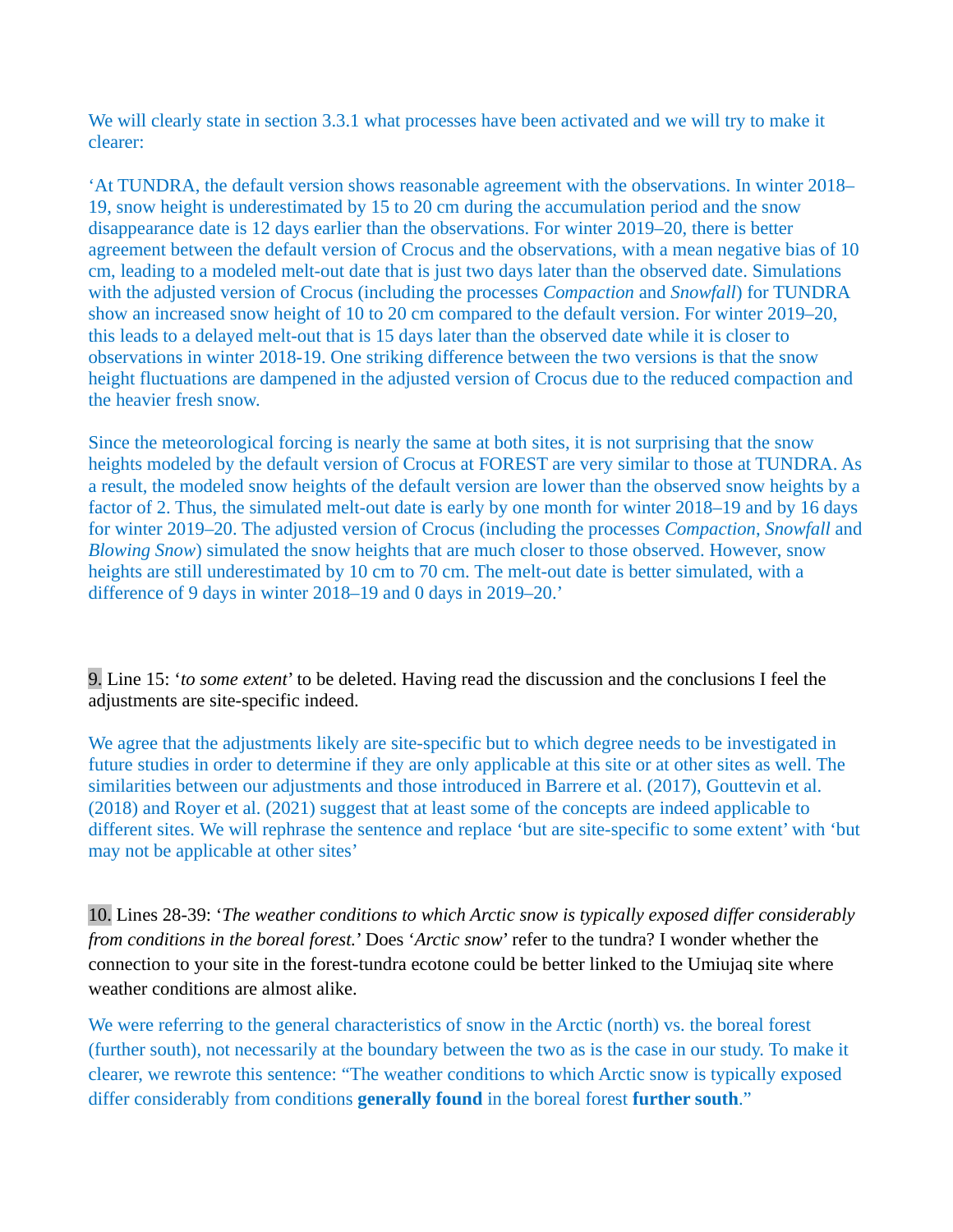We will clearly state in section 3.3.1 what processes have been activated and we will try to make it clearer:

‘At TUNDRA, the default version shows reasonable agreement with the observations. In winter 2018–19, snow height is underestimated by 15 to 20 cm during the accumulation period and the snow disappearance date is 12 days earlier than the observations. For winter 2019–20, there is better agreement between the default version of Crocus and the observations, with a mean negative bias of 10 cm, leading to a modeled melt-out date that is just two days later than the observed date. Simulations with the adjusted version of Crocus (including the processes *Compaction* and *Snowfall*) for TUNDRA show an increased snow height of 10 to 20 cm compared to the default version. For winter 2019–20, this leads to a delayed melt-out that is 15 days later than the observed date while it is closer to observations in winter 2018-19. One striking difference between the two versions is that the snow height fluctuations are dampened in the adjusted version of Crocus due to the reduced compaction and the heavier fresh snow.

Since the meteorological forcing is nearly the same at both sites, it is not surprising that the snow heights modeled by the default version of Crocus at FOREST are very similar to those at TUNDRA. As a result, the modeled snow heights of the default version are lower than the observed snow heights by a factor of 2. Thus, the simulated melt-out date is early by one month for winter 2018–19 and by 16 days for winter 2019–20. The adjusted version of Crocus (including the processes *Compaction*, *Snowfall* and *Blowing Snow*) simulated the snow heights that are much closer to those observed. However, snow heights are still underestimated by 10 cm to 70 cm. The melt-out date is better simulated, with a difference of 9 days in winter 2018–19 and 0 days in 2019–20.’

9. Line 15: ‘*to some extent*’ to be deleted. Having read the discussion and the conclusions I feel the adjustments are site-specific indeed.

We agree that the adjustments likely are site-specific but to which degree needs to be investigated in future studies in order to determine if they are only applicable at this site or at other sites as well. The similarities between our adjustments and those introduced in Barrere et al. (2017), Gouttevin et al. (2018) and Royer et al. (2021) suggest that at least some of the concepts are indeed applicable to different sites. We will rephrase the sentence and replace ‘but are site-specific to some extent’ with ‘but may not be applicable at other sites’

10. Lines 28-39: ‘*The weather conditions to which Arctic snow is typically exposed differ considerably from conditions in the boreal forest.*’ Does ‘*Arctic snow*’ refer to the tundra? I wonder whether the connection to your site in the forest-tundra ecotone could be better linked to the Umiujaq site where weather conditions are almost alike.

We were referring to the general characteristics of snow in the Arctic (north) vs. the boreal forest (further south), not necessarily at the boundary between the two as is the case in our study. To make it clearer, we rewrote this sentence: “The weather conditions to which Arctic snow is typically exposed differ considerably from conditions **generally found** in the boreal forest **further south**.”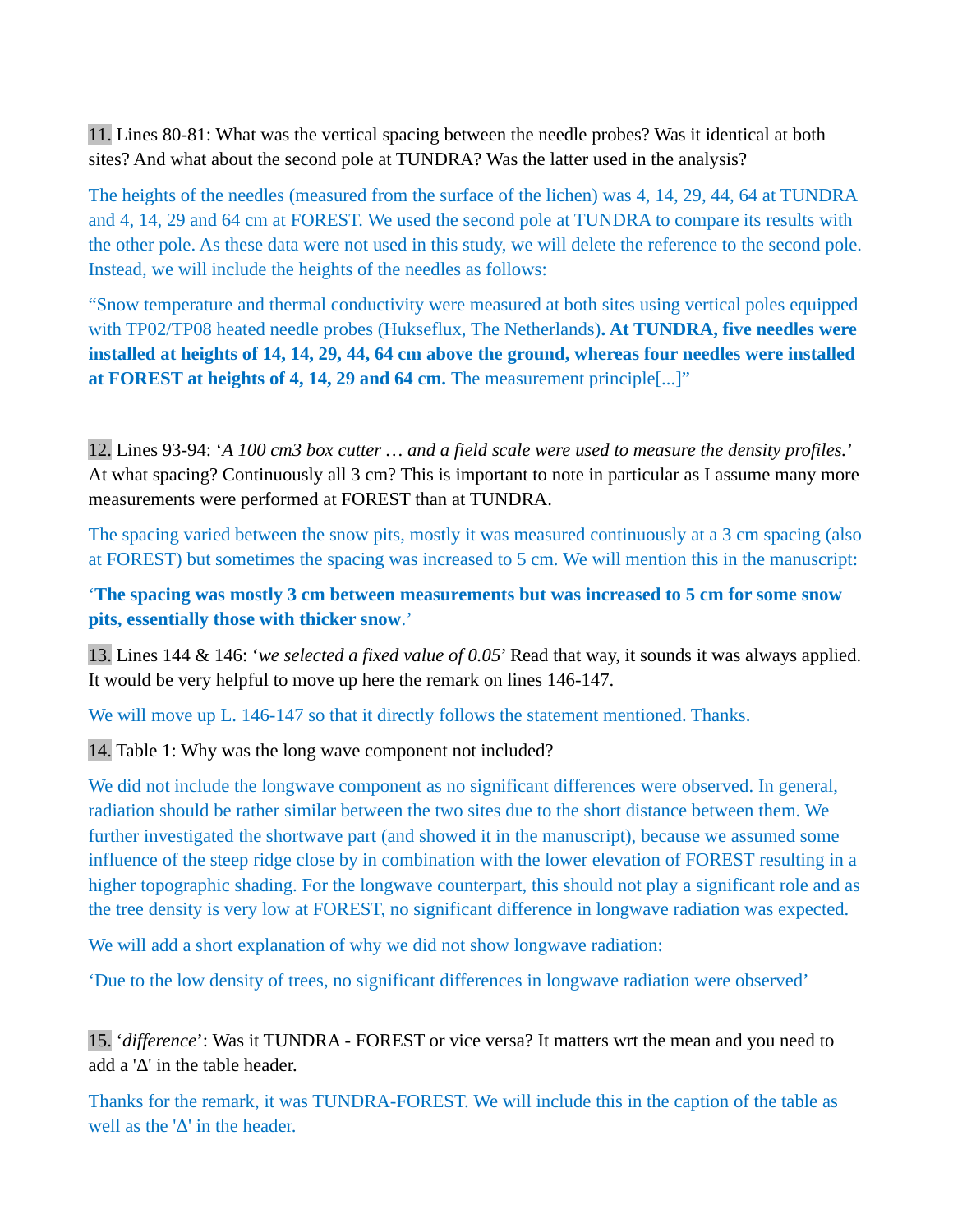11. Lines 80-81: What was the vertical spacing between the needle probes? Was it identical at both sites? And what about the second pole at TUNDRA? Was the latter used in the analysis?

The heights of the needles (measured from the surface of the lichen) was 4, 14, 29, 44, 64 at TUNDRA and 4, 14, 29 and 64 cm at FOREST. We used the second pole at TUNDRA to compare its results with the other pole. As these data were not used in this study, we will delete the reference to the second pole. Instead, we will include the heights of the needles as follows:

"Snow temperature and thermal conductivity were measured at both sites using vertical poles equipped with TP02/TP08 heated needle probes (Hukseflux, The Netherlands)**. At TUNDRA, five needles were installed at heights of 14, 14, 29, 44, 64 cm above the ground, whereas four needles were installed at FOREST at heights of 4, 14, 29 and 64 cm.** The measurement principle[...]"

12. Lines 93-94: '*A 100 cm3 box cutter … and a field scale were used to measure the density profiles.*' At what spacing? Continuously all 3 cm? This is important to note in particular as I assume many more measurements were performed at FOREST than at TUNDRA.

The spacing varied between the snow pits, mostly it was measured continuously at a 3 cm spacing (also at FOREST) but sometimes the spacing was increased to 5 cm. We will mention this in the manuscript:

'**The spacing was mostly 3 cm between measurements but was increased to 5 cm for some snow pits, essentially those with thicker snow**.'

13. Lines 144 & 146: '*we selected a fixed value of 0.05*' Read that way, it sounds it was always applied. It would be very helpful to move up here the remark on lines 146-147.

We will move up L. 146-147 so that it directly follows the statement mentioned. Thanks.

14. Table 1: Why was the long wave component not included?

We did not include the longwave component as no significant differences were observed. In general, radiation should be rather similar between the two sites due to the short distance between them. We further investigated the shortwave part (and showed it in the manuscript), because we assumed some influence of the steep ridge close by in combination with the lower elevation of FOREST resulting in a higher topographic shading. For the longwave counterpart, this should not play a significant role and as the tree density is very low at FOREST, no significant difference in longwave radiation was expected.

We will add a short explanation of why we did not show longwave radiation:

'Due to the low density of trees, no significant differences in longwave radiation were observed'

15. '*difference*': Was it TUNDRA - FOREST or vice versa? It matters wrt the mean and you need to add a 'Δ' in the table header.

Thanks for the remark, it was TUNDRA-FOREST. We will include this in the caption of the table as well as the 'Δ' in the header.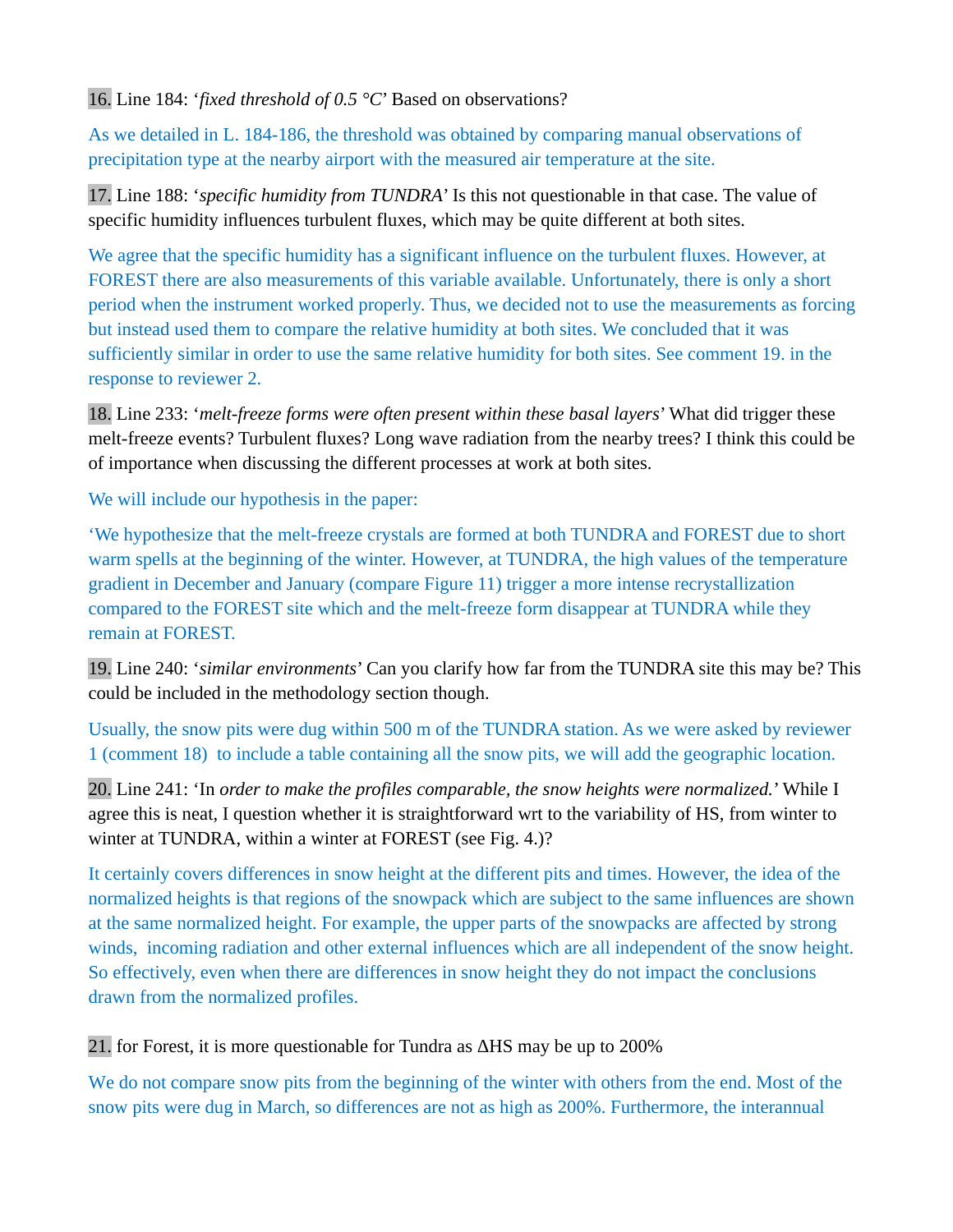16. Line 184: '*fixed threshold of 0.5 °C*' Based on observations?

As we detailed in L. 184-186, the threshold was obtained by comparing manual observations of precipitation type at the nearby airport with the measured air temperature at the site.

17. Line 188: '*specific humidity from TUNDRA*' Is this not questionable in that case. The value of specific humidity influences turbulent fluxes, which may be quite different at both sites.

We agree that the specific humidity has a significant influence on the turbulent fluxes. However, at FOREST there are also measurements of this variable available. Unfortunately, there is only a short period when the instrument worked properly. Thus, we decided not to use the measurements as forcing but instead used them to compare the relative humidity at both sites. We concluded that it was sufficiently similar in order to use the same relative humidity for both sites. See comment 19. in the response to reviewer 2.

18. Line 233: '*melt-freeze forms were often present within these basal layers*' What did trigger these melt-freeze events? Turbulent fluxes? Long wave radiation from the nearby trees? I think this could be of importance when discussing the different processes at work at both sites.

We will include our hypothesis in the paper:

'We hypothesize that the melt-freeze crystals are formed at both TUNDRA and FOREST due to short warm spells at the beginning of the winter. However, at TUNDRA, the high values of the temperature gradient in December and January (compare Figure 11) trigger a more intense recrystallization compared to the FOREST site which and the melt-freeze form disappear at TUNDRA while they remain at FOREST.

19. Line 240: '*similar environments*' Can you clarify how far from the TUNDRA site this may be? This could be included in the methodology section though.

Usually, the snow pits were dug within 500 m of the TUNDRA station. As we were asked by reviewer 1 (comment 18) to include a table containing all the snow pits, we will add the geographic location.

20. Line 241: 'In *order to make the profiles comparable, the snow heights were normalized.*' While I agree this is neat, I question whether it is straightforward wrt to the variability of HS, from winter to winter at TUNDRA, within a winter at FOREST (see Fig. 4.)?

It certainly covers differences in snow height at the different pits and times. However, the idea of the normalized heights is that regions of the snowpack which are subject to the same influences are shown at the same normalized height. For example, the upper parts of the snowpacks are affected by strong winds, incoming radiation and other external influences which are all independent of the snow height. So effectively, even when there are differences in snow height they do not impact the conclusions drawn from the normalized profiles.

21. for Forest, it is more questionable for Tundra as ΔHS may be up to 200%

We do not compare snow pits from the beginning of the winter with others from the end. Most of the snow pits were dug in March, so differences are not as high as 200%. Furthermore, the interannual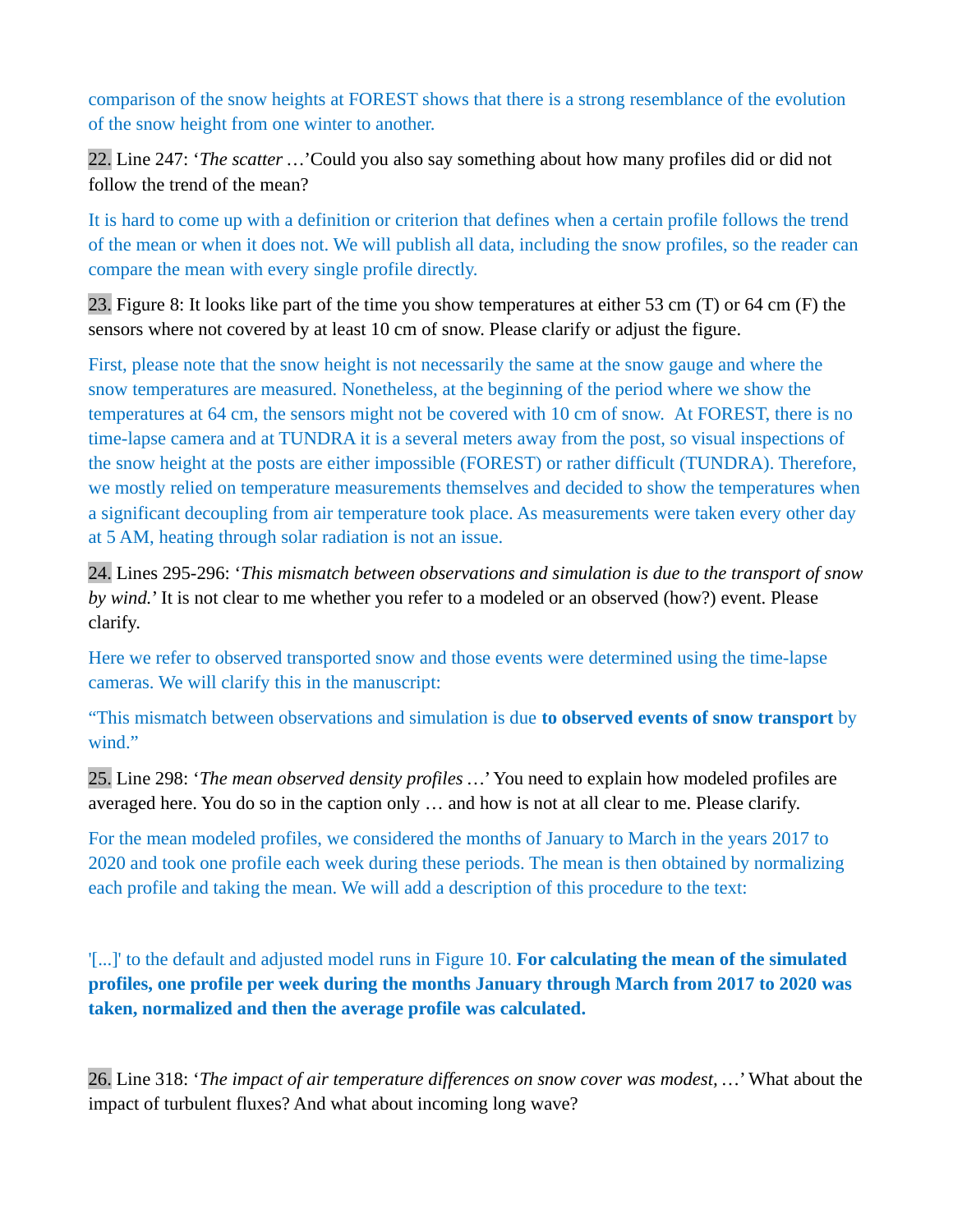comparison of the snow heights at FOREST shows that there is a strong resemblance of the evolution of the snow height from one winter to another.

22. Line 247: '*The scatter …*'Could you also say something about how many profiles did or did not follow the trend of the mean?

It is hard to come up with a definition or criterion that defines when a certain profile follows the trend of the mean or when it does not. We will publish all data, including the snow profiles, so the reader can compare the mean with every single profile directly.

23. Figure 8: It looks like part of the time you show temperatures at either 53 cm (T) or 64 cm (F) the sensors where not covered by at least 10 cm of snow. Please clarify or adjust the figure.

First, please note that the snow height is not necessarily the same at the snow gauge and where the snow temperatures are measured. Nonetheless, at the beginning of the period where we show the temperatures at 64 cm, the sensors might not be covered with 10 cm of snow. At FOREST, there is no time-lapse camera and at TUNDRA it is a several meters away from the post, so visual inspections of the snow height at the posts are either impossible (FOREST) or rather difficult (TUNDRA). Therefore, we mostly relied on temperature measurements themselves and decided to show the temperatures when a significant decoupling from air temperature took place. As measurements were taken every other day at 5 AM, heating through solar radiation is not an issue.

24. Lines 295-296: '*This mismatch between observations and simulation is due to the transport of snow by wind.*' It is not clear to me whether you refer to a modeled or an observed (how?) event. Please clarify.

Here we refer to observed transported snow and those events were determined using the time-lapse cameras. We will clarify this in the manuscript:

"This mismatch between observations and simulation is due **to observed events of snow transport** by wind."

25. Line 298: '*The mean observed density profiles …*' You need to explain how modeled profiles are averaged here. You do so in the caption only … and how is not at all clear to me. Please clarify.

For the mean modeled profiles, we considered the months of January to March in the years 2017 to 2020 and took one profile each week during these periods. The mean is then obtained by normalizing each profile and taking the mean. We will add a description of this procedure to the text:

'[...]' to the default and adjusted model runs in Figure 10. **For calculating the mean of the simulated profiles, one profile per week during the months January through March from 2017 to 2020 was taken, normalized and then the average profile was calculated.**

26. Line 318: '*The impact of air temperature differences on snow cover was modest, …*' What about the impact of turbulent fluxes? And what about incoming long wave?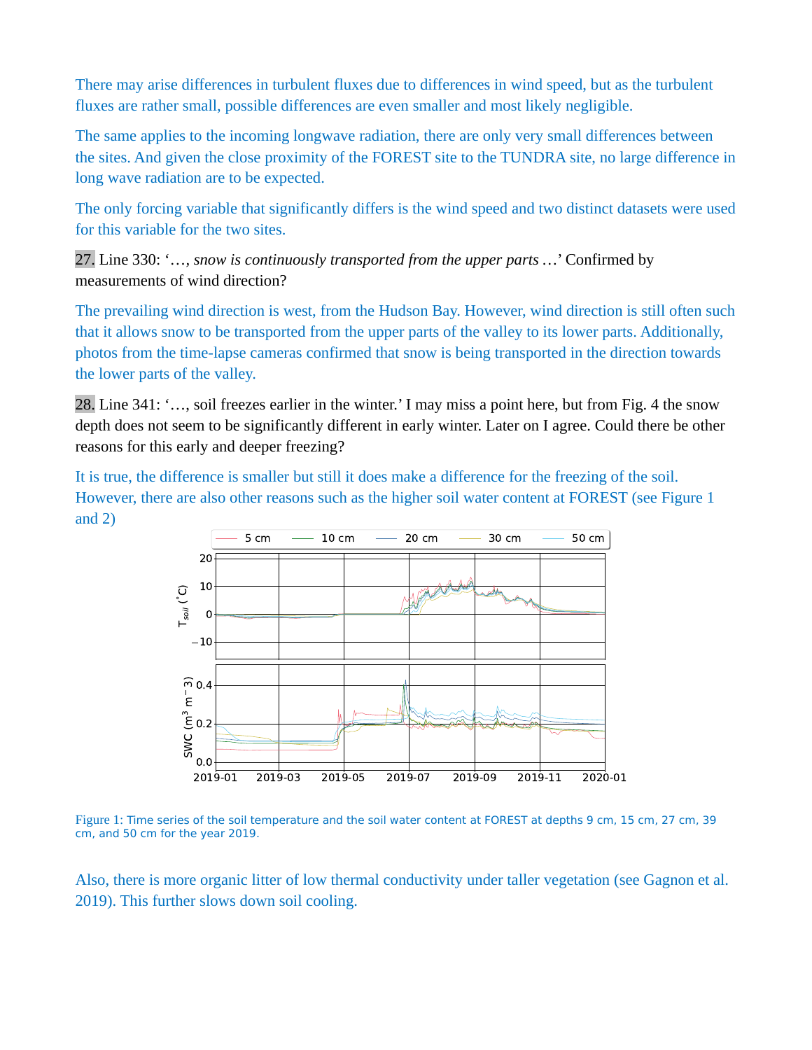There may arise differences in turbulent fluxes due to differences in wind speed, but as the turbulent fluxes are rather small, possible differences are even smaller and most likely negligible.

The same applies to the incoming longwave radiation, there are only very small differences between the sites. And given the close proximity of the FOREST site to the TUNDRA site, no large difference in long wave radiation are to be expected.

The only forcing variable that significantly differs is the wind speed and two distinct datasets were used for this variable for the two sites.

27. Line 330: '…, *snow is continuously transported from the upper parts* …' Confirmed by measurements of wind direction?

The prevailing wind direction is west, from the Hudson Bay. However, wind direction is still often such that it allows snow to be transported from the upper parts of the valley to its lower parts. Additionally, photos from the time-lapse cameras confirmed that snow is being transported in the direction towards the lower parts of the valley.

28. Line 341: '…, soil freezes earlier in the winter.' I may miss a point here, but from Fig. 4 the snow depth does not seem to be significantly different in early winter. Later on I agree. Could there be other reasons for this early and deeper freezing?

It is true, the difference is smaller but still it does make a difference for the freezing of the soil. However, there are also other reasons such as the higher soil water content at FOREST (see Figure 1 and 2)

Figure 1: Time series of the soil temperature and the soil water content at FOREST at depths 9 cm, 15 cm, 27 cm, 39 cm, and 50 cm for the year 2019.

Also, there is more organic litter of low thermal conductivity under taller vegetation (see Gagnon et al. 2019). This further slows down soil cooling.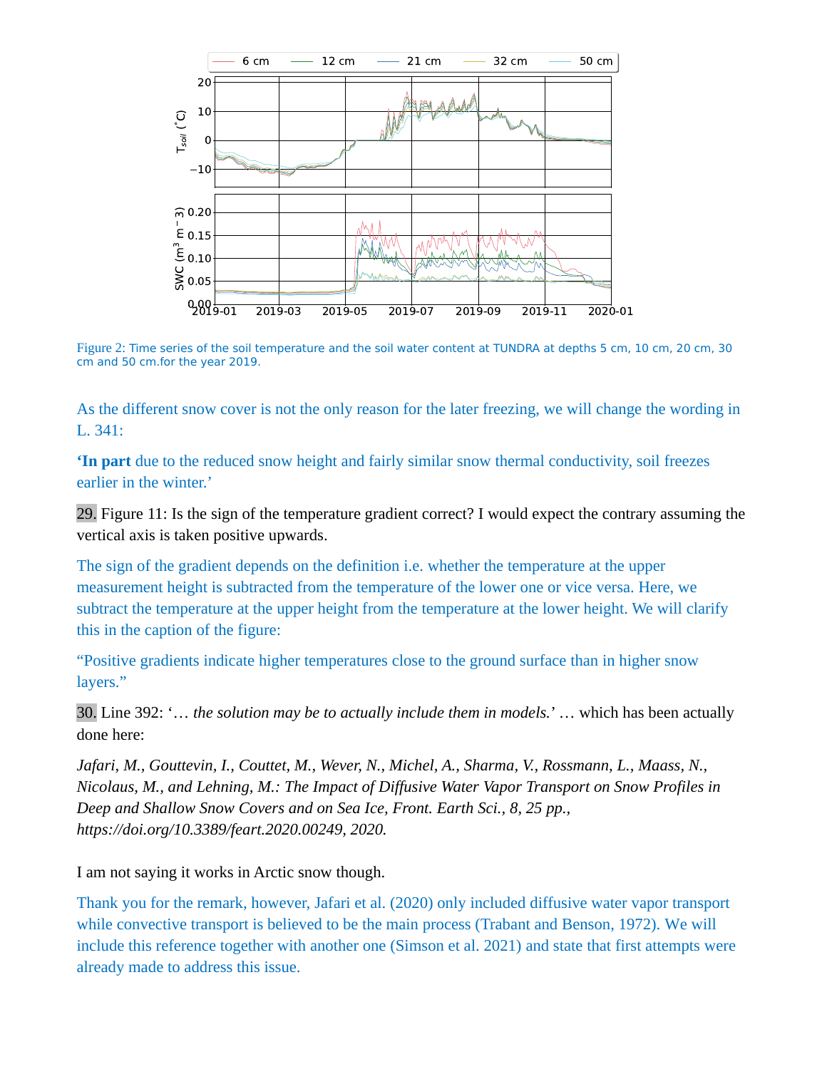Figure 2: Time series of the soil temperature and the soil water content at TUNDRA at depths 5 cm, 10 cm, 20 cm, 30 cm and 50 cm.for the year 2019.

As the different snow cover is not the only reason for the later freezing, we will change the wording in L. 341:

‘**In part** due to the reduced snow height and fairly similar snow thermal conductivity, soil freezes earlier in the winter.’

29. Figure 11: Is the sign of the temperature gradient correct? I would expect the contrary assuming the vertical axis is taken positive upwards.

The sign of the gradient depends on the definition i.e. whether the temperature at the upper measurement height is subtracted from the temperature of the lower one or vice versa. Here, we subtract the temperature at the upper height from the temperature at the lower height. We will clarify this in the caption of the figure:

“Positive gradients indicate higher temperatures close to the ground surface than in higher snow layers.”

30. Line 392: ‘… *the solution may be to actually include them in models.*’ … which has been actually done here:

*Jafari, M., Gouttevin, I., Couttet, M., Wever, N., Michel, A., Sharma, V., Rossmann, L., Maass, N., Nicolaus, M., and Lehning, M.: The Impact of Diffusive Water Vapor Transport on Snow Profiles in Deep and Shallow Snow Covers and on Sea Ice, Front. Earth Sci., 8, 25 pp., https://doi.org/10.3389/feart.2020.00249, 2020.*

I am not saying it works in Arctic snow though.

Thank you for the remark, however, Jafari et al. (2020) only included diffusive water vapor transport while convective transport is believed to be the main process (Trabant and Benson, 1972). We will include this reference together with another one (Simson et al. 2021) and state that first attempts were already made to address this issue.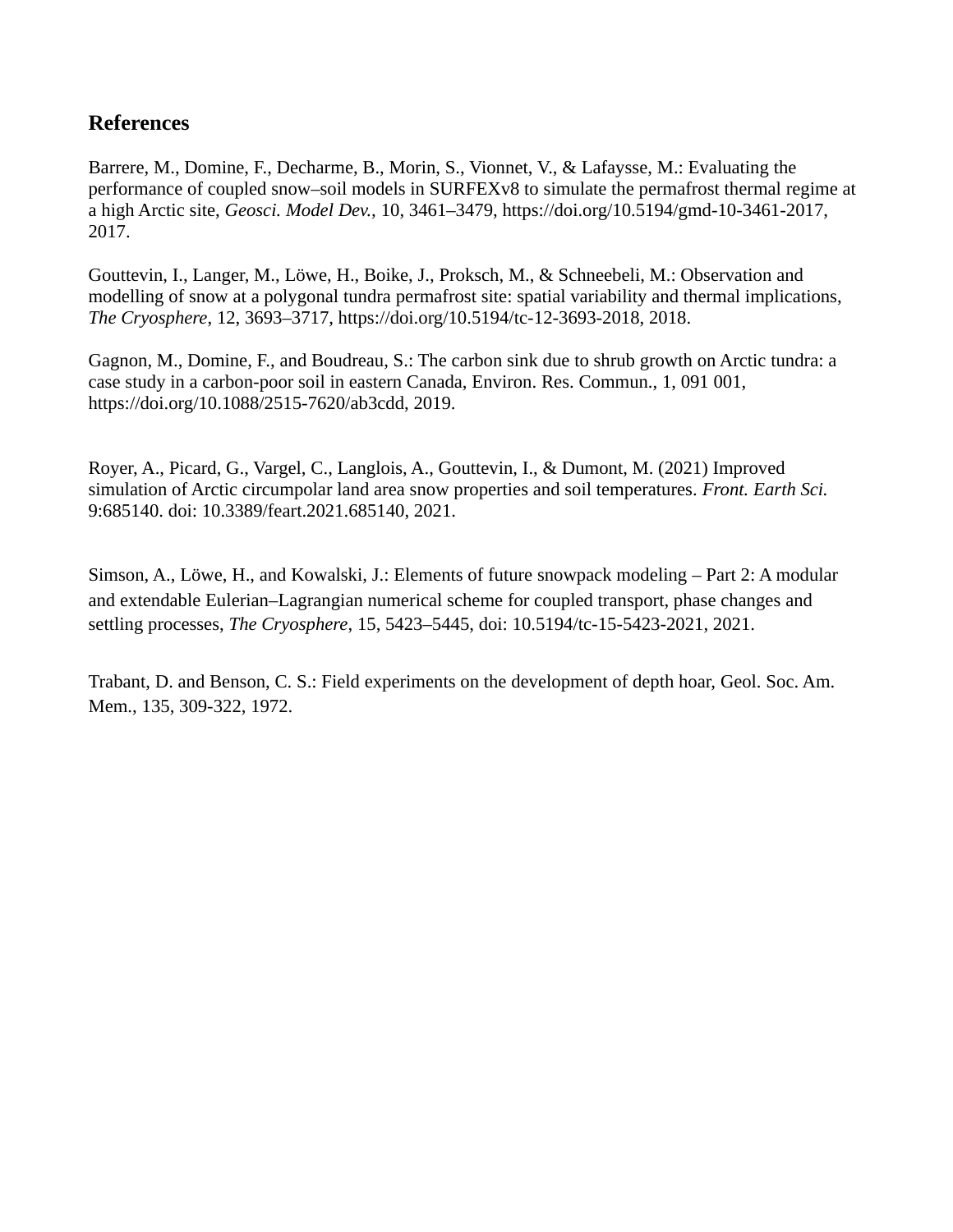## References

Barrere, M., Domine, F., Decharme, B., Morin, S., Vionnet, V., & Lafaysse, M.: Evaluating the performance of coupled snow–soil models in SURFEXv8 to simulate the permafrost thermal regime at a high Arctic site, *Geosci. Model Dev.,* 10, 3461–3479, https://doi.org/10.5194/gmd-10-3461-2017, 2017.

Gouttevin, I., Langer, M., Löwe, H., Boike, J., Proksch, M., & Schneebeli, M.: Observation and modelling of snow at a polygonal tundra permafrost site: spatial variability and thermal implications, *The Cryosphere*, 12, 3693–3717, https://doi.org/10.5194/tc-12-3693-2018, 2018.

Gagnon, M., Domine, F., and Boudreau, S.: The carbon sink due to shrub growth on Arctic tundra: a case study in a carbon-poor soil in eastern Canada, Environ. Res. Commun., 1, 091 001, https://doi.org/10.1088/2515-7620/ab3cdd, 2019.

Royer, A., Picard, G., Vargel, C., Langlois, A., Gouttevin, I., & Dumont, M. (2021) Improved simulation of Arctic circumpolar land area snow properties and soil temperatures. *Front. Earth Sci.* 9:685140. doi: 10.3389/feart.2021.685140, 2021.

Simson, A., Löwe, H., and Kowalski, J.: Elements of future snowpack modeling – Part 2: A modular and extendable Eulerian–Lagrangian numerical scheme for coupled transport, phase changes and settling processes, *The Cryosphere*, 15, 5423–5445, doi: 10.5194/tc-15-5423-2021, 2021.

Trabant, D. and Benson, C. S.: Field experiments on the development of depth hoar, Geol. Soc. Am. Mem., 135, 309-322, 1972.